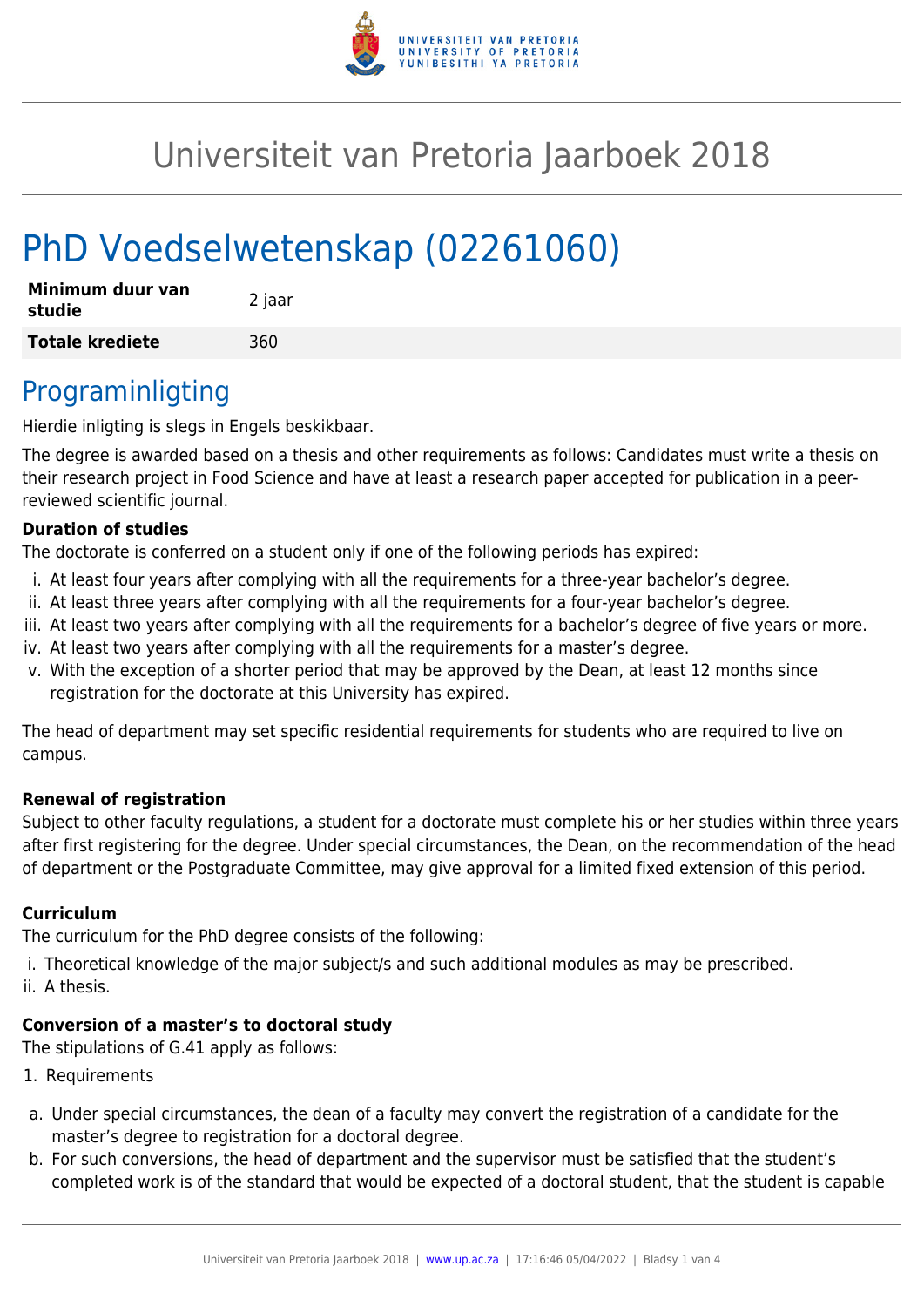# Universiteit van Pretoria Jaarboek 2018

# PhD Voedselwetenskap (02261060)

| **Minimum duur van studie** | 2 jaar |
| --- | --- |
| **Totale krediete** | 360 |

## Programinligting

Hierdie inligting is slegs in Engels beskikbaar.

The degree is awarded based on a thesis and other requirements as follows: Candidates must write a thesis on their research project in Food Science and have at least a research paper accepted for publication in a peer-reviewed scientific journal.

**Duration of studies**

The doctorate is conferred on a student only if one of the following periods has expired:

i. At least four years after complying with all the requirements for a three-year bachelor's degree.
ii. At least three years after complying with all the requirements for a four-year bachelor's degree.
iii. At least two years after complying with all the requirements for a bachelor's degree of five years or more.
iv. At least two years after complying with all the requirements for a master's degree.
v. With the exception of a shorter period that may be approved by the Dean, at least 12 months since registration for the doctorate at this University has expired.

The head of department may set specific residential requirements for students who are required to live on campus.

**Renewal of registration**

Subject to other faculty regulations, a student for a doctorate must complete his or her studies within three years after first registering for the degree. Under special circumstances, the Dean, on the recommendation of the head of department or the Postgraduate Committee, may give approval for a limited fixed extension of this period.

**Curriculum**

The curriculum for the PhD degree consists of the following:

i. Theoretical knowledge of the major subject/s and such additional modules as may be prescribed.
ii. A thesis.

**Conversion of a master's to doctoral study**

The stipulations of G.41 apply as follows:

1. Requirements

a. Under special circumstances, the dean of a faculty may convert the registration of a candidate for the master's degree to registration for a doctoral degree.
b. For such conversions, the head of department and the supervisor must be satisfied that the student's completed work is of the standard that would be expected of a doctoral student, that the student is capable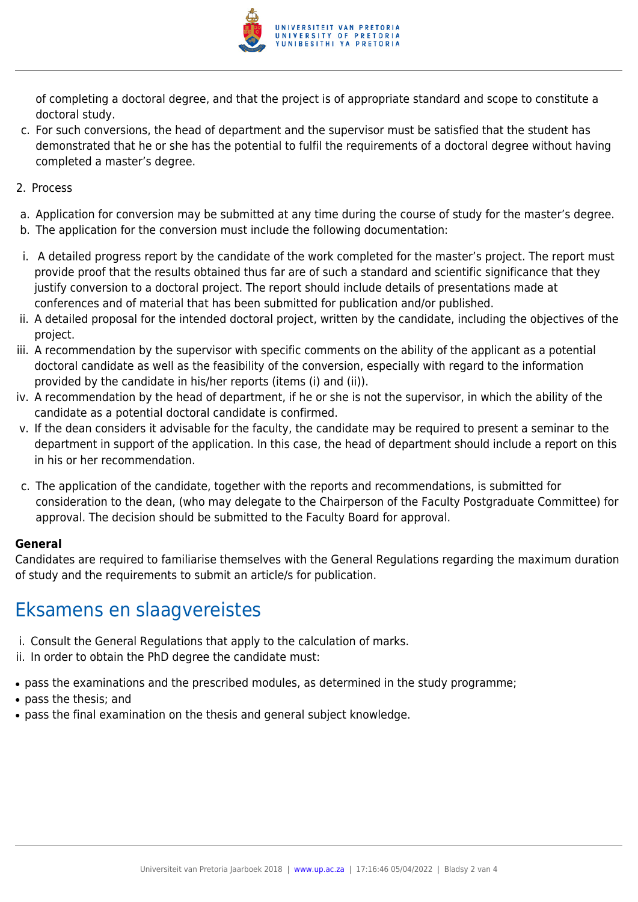of completing a doctoral degree, and that the project is of appropriate standard and scope to constitute a doctoral study.

c. For such conversions, the head of department and the supervisor must be satisfied that the student has demonstrated that he or she has the potential to fulfil the requirements of a doctoral degree without having completed a master's degree.

2. Process

a. Application for conversion may be submitted at any time during the course of study for the master's degree.
b. The application for the conversion must include the following documentation:

i. A detailed progress report by the candidate of the work completed for the master's project. The report must provide proof that the results obtained thus far are of such a standard and scientific significance that they justify conversion to a doctoral project. The report should include details of presentations made at conferences and of material that has been submitted for publication and/or published.
ii. A detailed proposal for the intended doctoral project, written by the candidate, including the objectives of the project.
iii. A recommendation by the supervisor with specific comments on the ability of the applicant as a potential doctoral candidate as well as the feasibility of the conversion, especially with regard to the information provided by the candidate in his/her reports (items (i) and (ii)).
iv. A recommendation by the head of department, if he or she is not the supervisor, in which the ability of the candidate as a potential doctoral candidate is confirmed.
v. If the dean considers it advisable for the faculty, the candidate may be required to present a seminar to the department in support of the application. In this case, the head of department should include a report on this in his or her recommendation.

c. The application of the candidate, together with the reports and recommendations, is submitted for consideration to the dean, (who may delegate to the Chairperson of the Faculty Postgraduate Committee) for approval. The decision should be submitted to the Faculty Board for approval.

**General**

Candidates are required to familiarise themselves with the General Regulations regarding the maximum duration of study and the requirements to submit an article/s for publication.

## Eksamens en slaagvereistes

i. Consult the General Regulations that apply to the calculation of marks.
ii. In order to obtain the PhD degree the candidate must:

- pass the examinations and the prescribed modules, as determined in the study programme;
- pass the thesis; and
- pass the final examination on the thesis and general subject knowledge.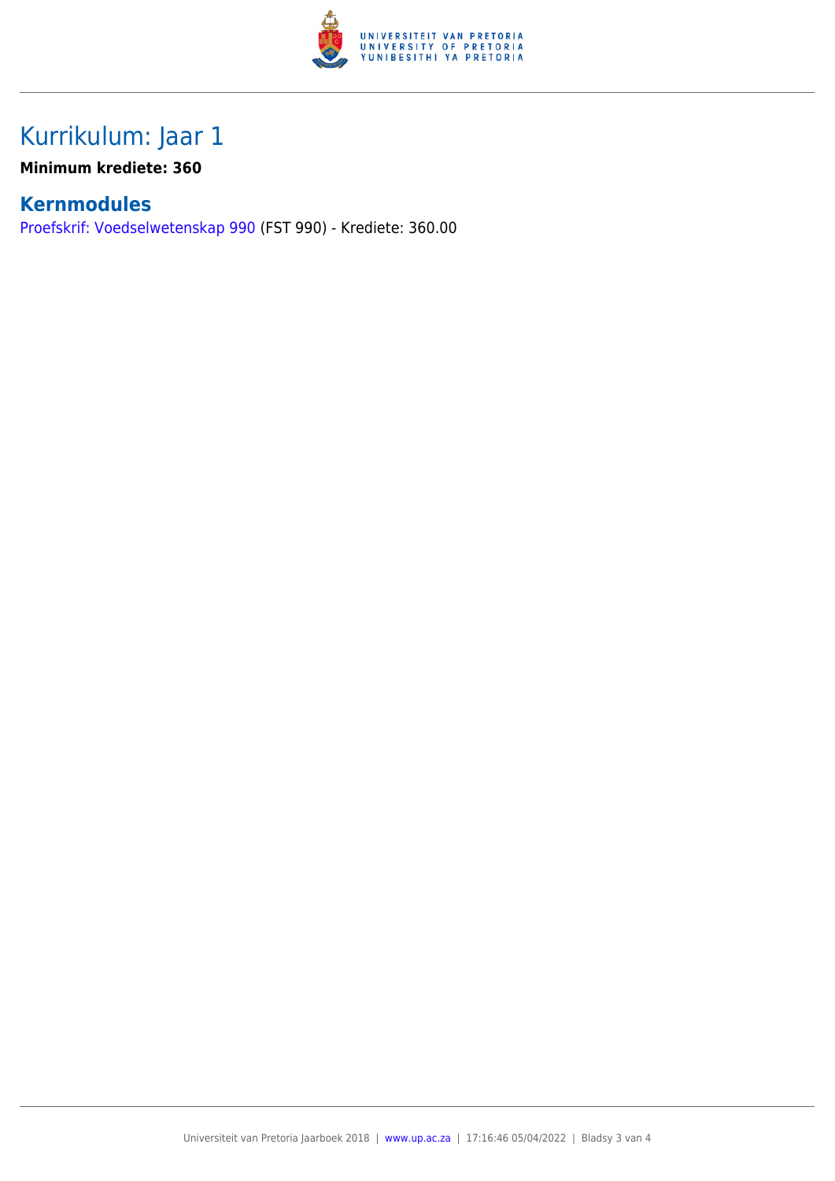# Kurrikulum: Jaar 1

**Minimum krediete: 360**

## Kernmodules

Proefskrif: Voedselwetenskap 990 (FST 990) - Krediete: 360.00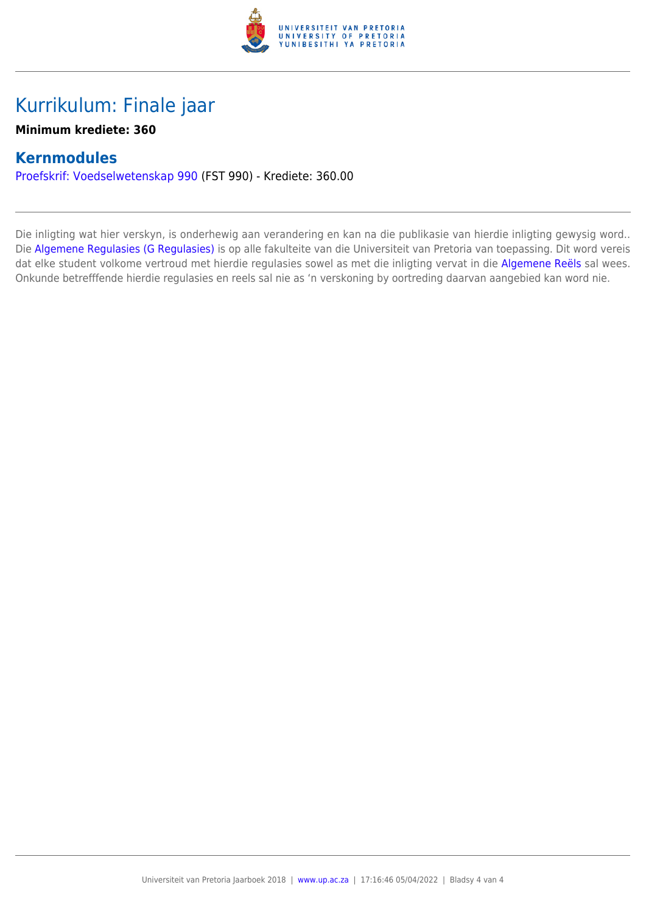# Kurrikulum: Finale jaar

**Minimum krediete: 360**

## Kernmodules

Proefskrif: Voedselwetenskap 990 (FST 990) - Krediete: 360.00

Die inligting wat hier verskyn, is onderhewig aan verandering en kan na die publikasie van hierdie inligting gewysig word.. Die Algemene Regulasies (G Regulasies) is op alle fakulteite van die Universiteit van Pretoria van toepassing. Dit word vereis dat elke student volkome vertroud met hierdie regulasies sowel as met die inligting vervat in die Algemene Reëls sal wees. Onkunde betreffende hierdie regulasies en reels sal nie as 'n verskoning by oortreding daarvan aangebied kan word nie.